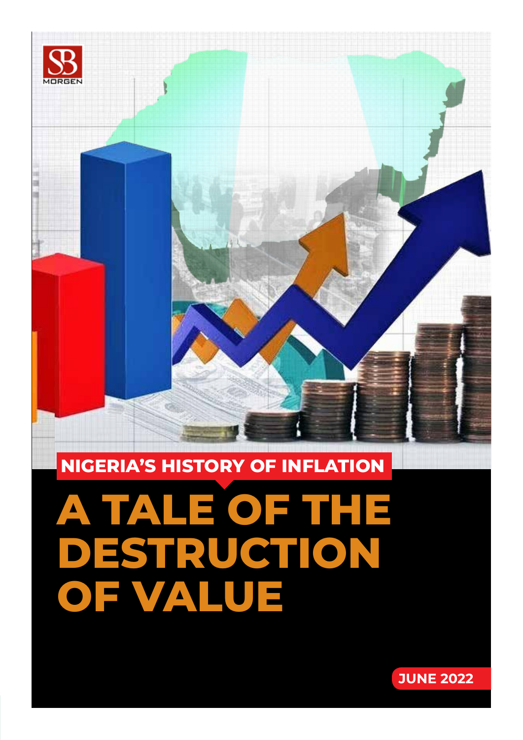SB MORGEN

## NIGERIA'S HISTORY OF INFLATION

# A TALE OF THE DESTRUCTION OF VALUE

JUNE 2022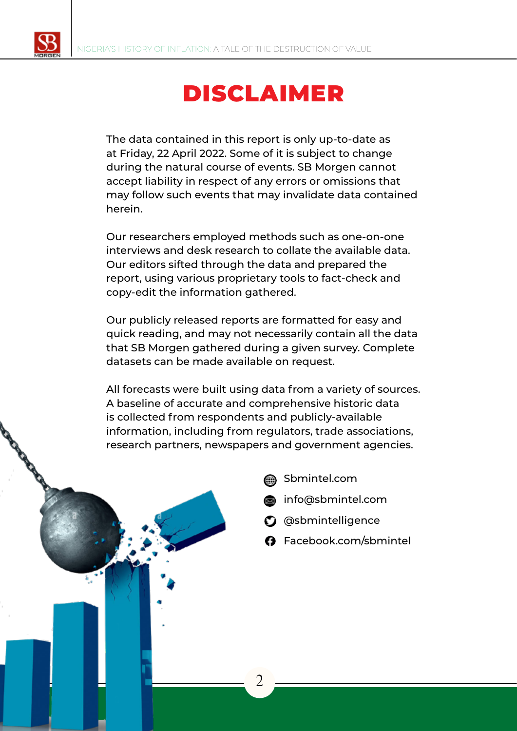# DISCLAIMER

The data contained in this report is only up-to-date as at Friday, 22 April 2022. Some of it is subject to change during the natural course of events. SB Morgen cannot accept liability in respect of any errors or omissions that may follow such events that may invalidate data contained herein.

Our researchers employed methods such as one-on-one interviews and desk research to collate the available data. Our editors sifted through the data and prepared the report, using various proprietary tools to fact-check and copy-edit the information gathered.

Our publicly released reports are formatted for easy and quick reading, and may not necessarily contain all the data that SB Morgen gathered during a given survey. Complete datasets can be made available on request.

All forecasts were built using data from a variety of sources. A baseline of accurate and comprehensive historic data is collected from respondents and publicly-available information, including from regulators, trade associations, research partners, newspapers and government agencies.

- Sbmintel.com
- info@sbmintel.com
- @sbmintelligence
- Facebook.com/sbmintel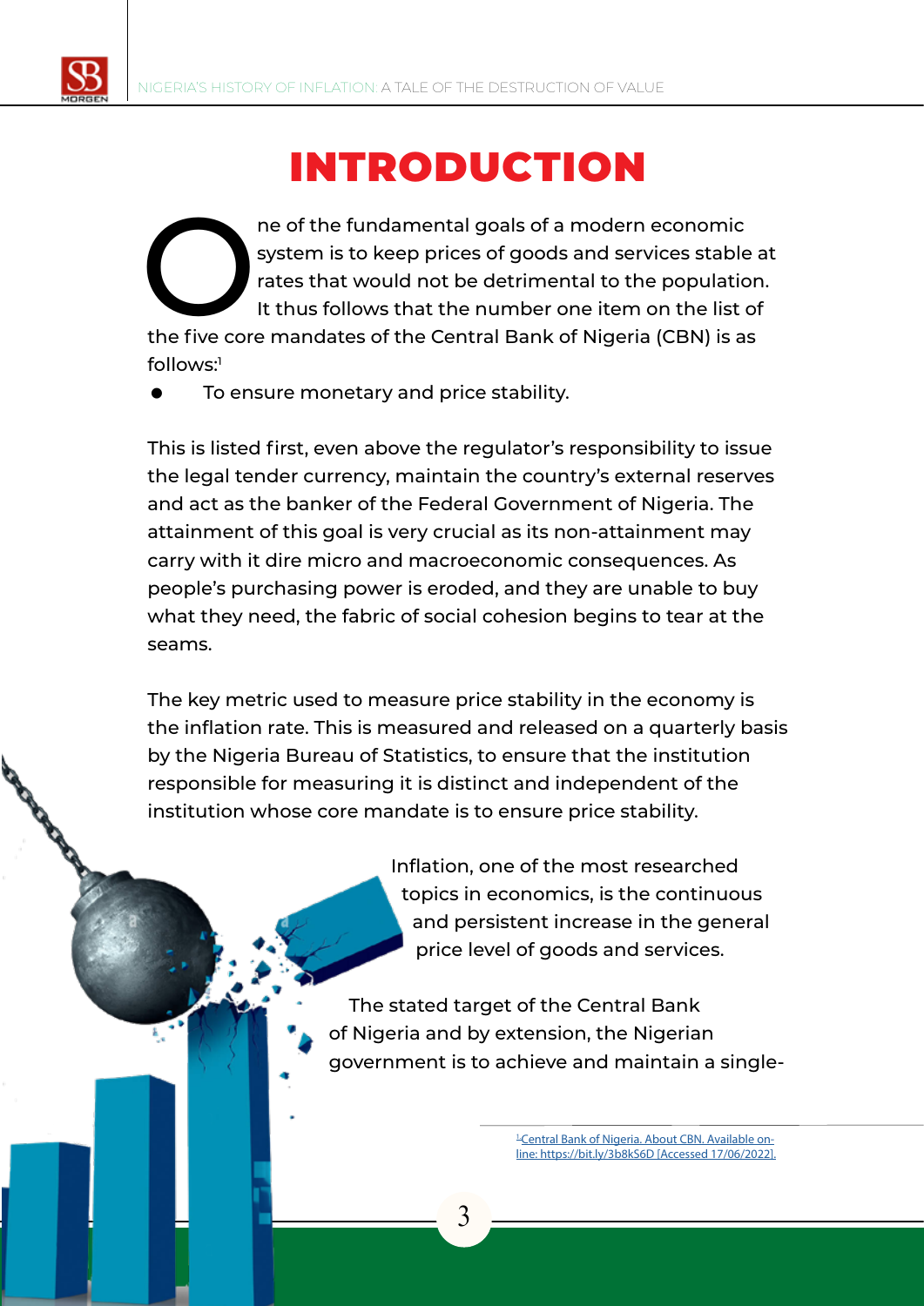# INTRODUCTION

One of the fundamental goals of a modern economic system is to keep prices of goods and services stable at rates that would not be detrimental to the population. It thus follows that the number one item on the list of the five core mandates of the Central Bank of Nigeria (CBN) is as follows:[1]

- To ensure monetary and price stability.

This is listed first, even above the regulator's responsibility to issue the legal tender currency, maintain the country's external reserves and act as the banker of the Federal Government of Nigeria. The attainment of this goal is very crucial as its non-attainment may carry with it dire micro and macroeconomic consequences. As people's purchasing power is eroded, and they are unable to buy what they need, the fabric of social cohesion begins to tear at the seams.

The key metric used to measure price stability in the economy is the inflation rate. This is measured and released on a quarterly basis by the Nigeria Bureau of Statistics, to ensure that the institution responsible for measuring it is distinct and independent of the institution whose core mandate is to ensure price stability.

Inflation, one of the most researched topics in economics, is the continuous and persistent increase in the general price level of goods and services.

The stated target of the Central Bank of Nigeria and by extension, the Nigerian government is to achieve and maintain a single-

[1] Central Bank of Nigeria. About CBN. Available online: https://bit.ly/3b8kS6D [Accessed 17/06/2022].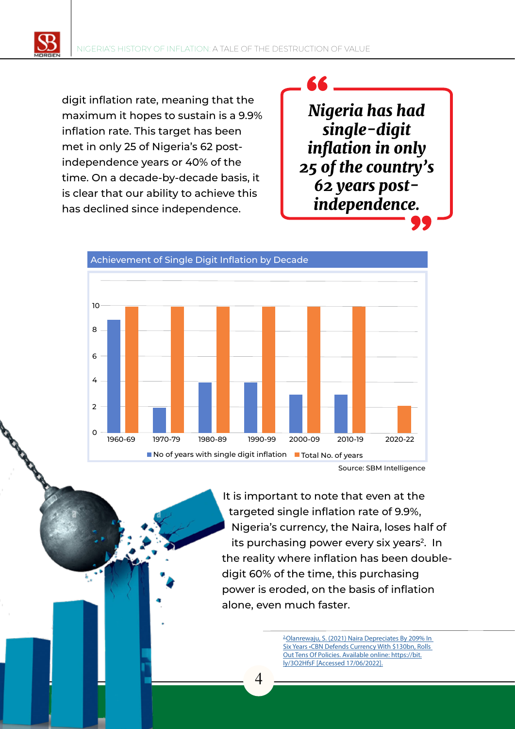digit inflation rate, meaning that the maximum it hopes to sustain is a 9.9% inflation rate. This target has been met in only 25 of Nigeria's 62 post-independence years or 40% of the time. On a decade-by-decade basis, it is clear that our ability to achieve this has declined since independence.

> ***Nigeria has had single-digit inflation in only 25 of the country's 62 years post-independence.***

**Achievement of Single Digit Inflation by Decade**

| Decade | No of years with single digit inflation | Total No. of years |
|---|---|---|
| 1960-69 | 9 | 10 |
| 1970-79 | 2 | 10 |
| 1980-89 | 4 | 10 |
| 1990-99 | 4 | 10 |
| 2000-09 | 3 | 10 |
| 2010-19 | 3 | 10 |
| 2020-22 | 0 | 2 |

Source: SBM Intelligence

It is important to note that even at the targeted single inflation rate of 9.9%, Nigeria's currency, the Naira, loses half of its purchasing power every six years[2]. In the reality where inflation has been double-digit 60% of the time, this purchasing power is eroded, on the basis of inflation alone, even much faster.

[2] Olanrewaju, S. (2021) Naira Depreciates By 209% In Six Years •CBN Defends Currency With $130bn, Rolls Out Tens Of Policies. Available online: https://bit.ly/3O2HfsF [Accessed 17/06/2022].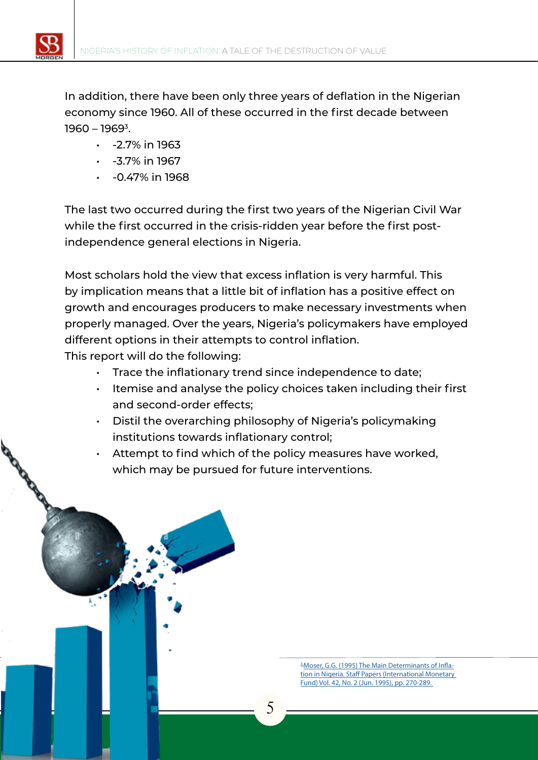In addition, there have been only three years of deflation in the Nigerian economy since 1960. All of these occurred in the first decade between 1960 – 1969[3].

- -2.7% in 1963
- -3.7% in 1967
- -0.47% in 1968

The last two occurred during the first two years of the Nigerian Civil War while the first occurred in the crisis-ridden year before the first post-independence general elections in Nigeria.

Most scholars hold the view that excess inflation is very harmful. This by implication means that a little bit of inflation has a positive effect on growth and encourages producers to make necessary investments when properly managed. Over the years, Nigeria's policymakers have employed different options in their attempts to control inflation.
This report will do the following:

- Trace the inflationary trend since independence to date;
- Itemise and analyse the policy choices taken including their first and second-order effects;
- Distil the overarching philosophy of Nigeria's policymaking institutions towards inflationary control;
- Attempt to find which of the policy measures have worked, which may be pursued for future interventions.

[3] Moser, G.G. (1995) The Main Determinants of Inflation in Nigeria. Staff Papers (International Monetary Fund) Vol. 42, No. 2 (Jun. 1995), pp. 270-289.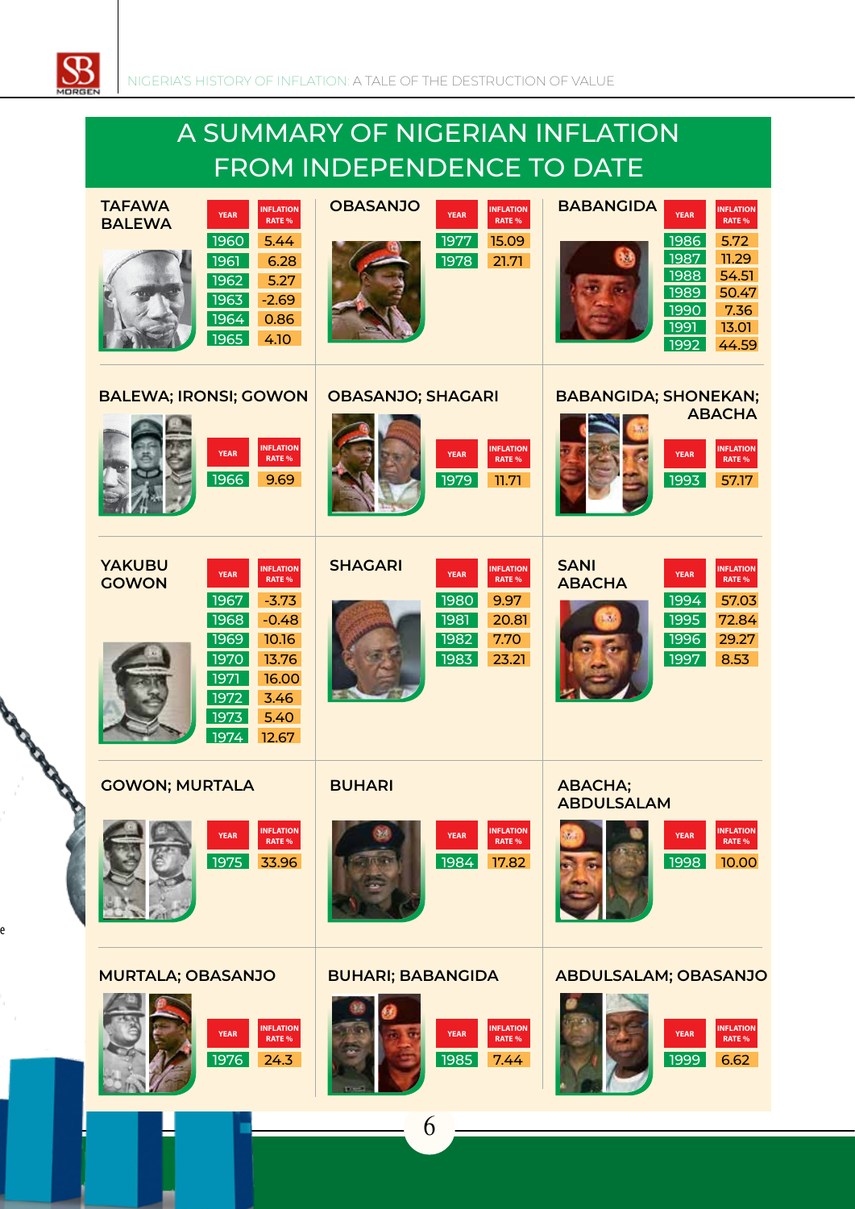# A SUMMARY OF NIGERIAN INFLATION FROM INDEPENDENCE TO DATE

### TAFAWA BALEWA

| YEAR | INFLATION RATE % |
|---|---|
| 1960 | 5.44 |
| 1961 | 6.28 |
| 1962 | 5.27 |
| 1963 | -2.69 |
| 1964 | 0.86 |
| 1965 | 4.10 |

### OBASANJO

| YEAR | INFLATION RATE % |
|---|---|
| 1977 | 15.09 |
| 1978 | 21.71 |

### BABANGIDA

| YEAR | INFLATION RATE % |
|---|---|
| 1986 | 5.72 |
| 1987 | 11.29 |
| 1988 | 54.51 |
| 1989 | 50.47 |
| 1990 | 7.36 |
| 1991 | 13.01 |
| 1992 | 44.59 |

### BALEWA; IRONSI; GOWON

| YEAR | INFLATION RATE % |
|---|---|
| 1966 | 9.69 |

### OBASANJO; SHAGARI

| YEAR | INFLATION RATE % |
|---|---|
| 1979 | 11.71 |

### BABANGIDA; SHONEKAN; ABACHA

| YEAR | INFLATION RATE % |
|---|---|
| 1993 | 57.17 |

### YAKUBU GOWON

| YEAR | INFLATION RATE % |
|---|---|
| 1967 | -3.73 |
| 1968 | -0.48 |
| 1969 | 10.16 |
| 1970 | 13.76 |
| 1971 | 16.00 |
| 1972 | 3.46 |
| 1973 | 5.40 |
| 1974 | 12.67 |

### SHAGARI

| YEAR | INFLATION RATE % |
|---|---|
| 1980 | 9.97 |
| 1981 | 20.81 |
| 1982 | 7.70 |
| 1983 | 23.21 |

### SANI ABACHA

| YEAR | INFLATION RATE % |
|---|---|
| 1994 | 57.03 |
| 1995 | 72.84 |
| 1996 | 29.27 |
| 1997 | 8.53 |

### GOWON; MURTALA

| YEAR | INFLATION RATE % |
|---|---|
| 1975 | 33.96 |

### BUHARI

| YEAR | INFLATION RATE % |
|---|---|
| 1984 | 17.82 |

### ABACHA; ABDULSALAM

| YEAR | INFLATION RATE % |
|---|---|
| 1998 | 10.00 |

### MURTALA; OBASANJO

| YEAR | INFLATION RATE % |
|---|---|
| 1976 | 24.3 |

### BUHARI; BABANGIDA

| YEAR | INFLATION RATE % |
|---|---|
| 1985 | 7.44 |

### ABDULSALAM; OBASANJO

| YEAR | INFLATION RATE % |
|---|---|
| 1999 | 6.62 |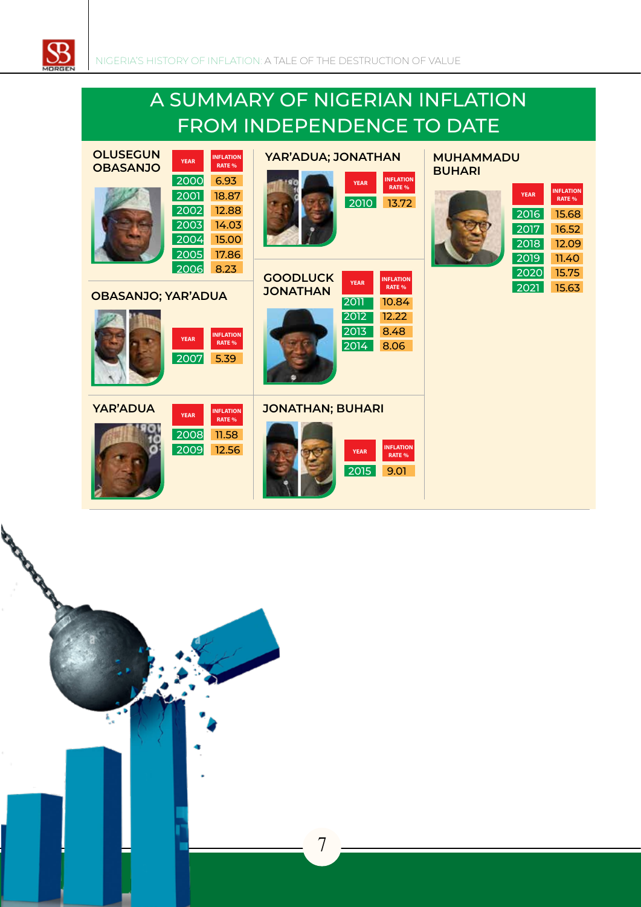# A SUMMARY OF NIGERIAN INFLATION FROM INDEPENDENCE TO DATE

### OLUSEGUN OBASANJO

| YEAR | INFLATION RATE % |
|---|---|
| 2000 | 6.93 |
| 2001 | 18.87 |
| 2002 | 12.88 |
| 2003 | 14.03 |
| 2004 | 15.00 |
| 2005 | 17.86 |
| 2006 | 8.23 |

### OBASANJO; YAR'ADUA

| YEAR | INFLATION RATE % |
|---|---|
| 2007 | 5.39 |

### YAR'ADUA

| YEAR | INFLATION RATE % |
|---|---|
| 2008 | 11.58 |
| 2009 | 12.56 |

### YAR'ADUA; JONATHAN

| YEAR | INFLATION RATE % |
|---|---|
| 2010 | 13.72 |

### GOODLUCK JONATHAN

| YEAR | INFLATION RATE % |
|---|---|
| 2011 | 10.84 |
| 2012 | 12.22 |
| 2013 | 8.48 |
| 2014 | 8.06 |

### JONATHAN; BUHARI

| YEAR | INFLATION RATE % |
|---|---|
| 2015 | 9.01 |

### MUHAMMADU BUHARI

| YEAR | INFLATION RATE % |
|---|---|
| 2016 | 15.68 |
| 2017 | 16.52 |
| 2018 | 12.09 |
| 2019 | 11.40 |
| 2020 | 15.75 |
| 2021 | 15.63 |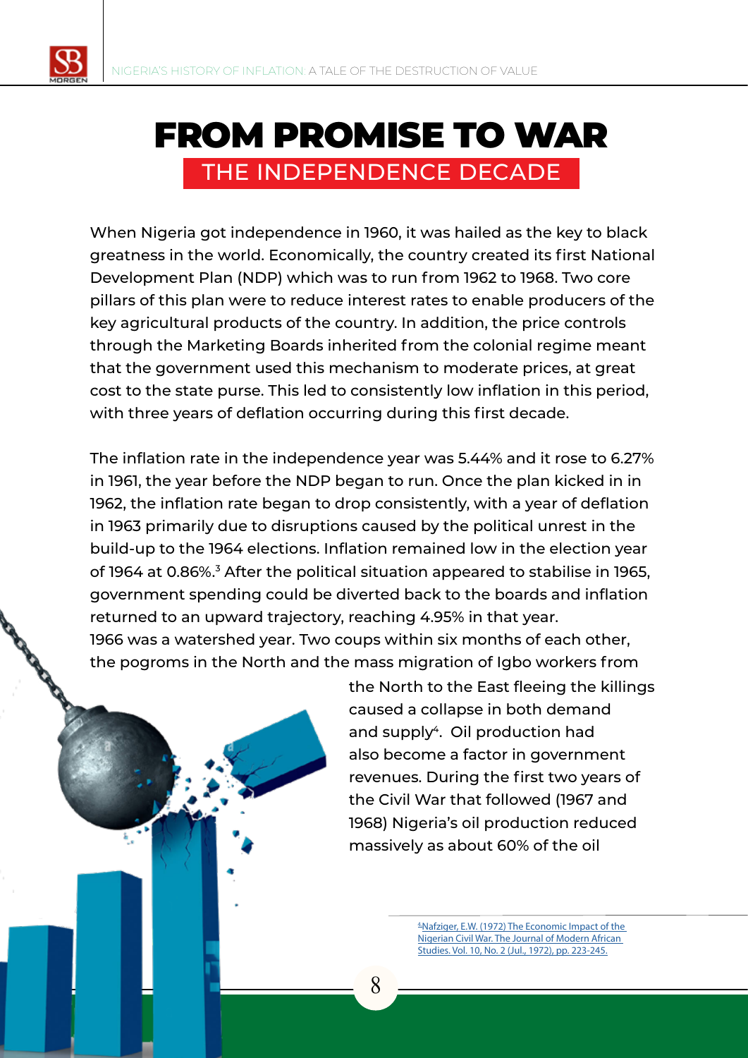# FROM PROMISE TO WAR

## THE INDEPENDENCE DECADE

When Nigeria got independence in 1960, it was hailed as the key to black greatness in the world. Economically, the country created its first National Development Plan (NDP) which was to run from 1962 to 1968. Two core pillars of this plan were to reduce interest rates to enable producers of the key agricultural products of the country. In addition, the price controls through the Marketing Boards inherited from the colonial regime meant that the government used this mechanism to moderate prices, at great cost to the state purse. This led to consistently low inflation in this period, with three years of deflation occurring during this first decade.

The inflation rate in the independence year was 5.44% and it rose to 6.27% in 1961, the year before the NDP began to run. Once the plan kicked in in 1962, the inflation rate began to drop consistently, with a year of deflation in 1963 primarily due to disruptions caused by the political unrest in the build-up to the 1964 elections. Inflation remained low in the election year of 1964 at 0.86%.[3] After the political situation appeared to stabilise in 1965, government spending could be diverted back to the boards and inflation returned to an upward trajectory, reaching 4.95% in that year.
1966 was a watershed year. Two coups within six months of each other, the pogroms in the North and the mass migration of Igbo workers from the North to the East fleeing the killings caused a collapse in both demand and supply[4]. Oil production had also become a factor in government revenues. During the first two years of the Civil War that followed (1967 and 1968) Nigeria's oil production reduced massively as about 60% of the oil

[4] Nafziger, E.W. (1972) The Economic Impact of the Nigerian Civil War. The Journal of Modern African Studies. Vol. 10, No. 2 (Jul., 1972), pp. 223-245.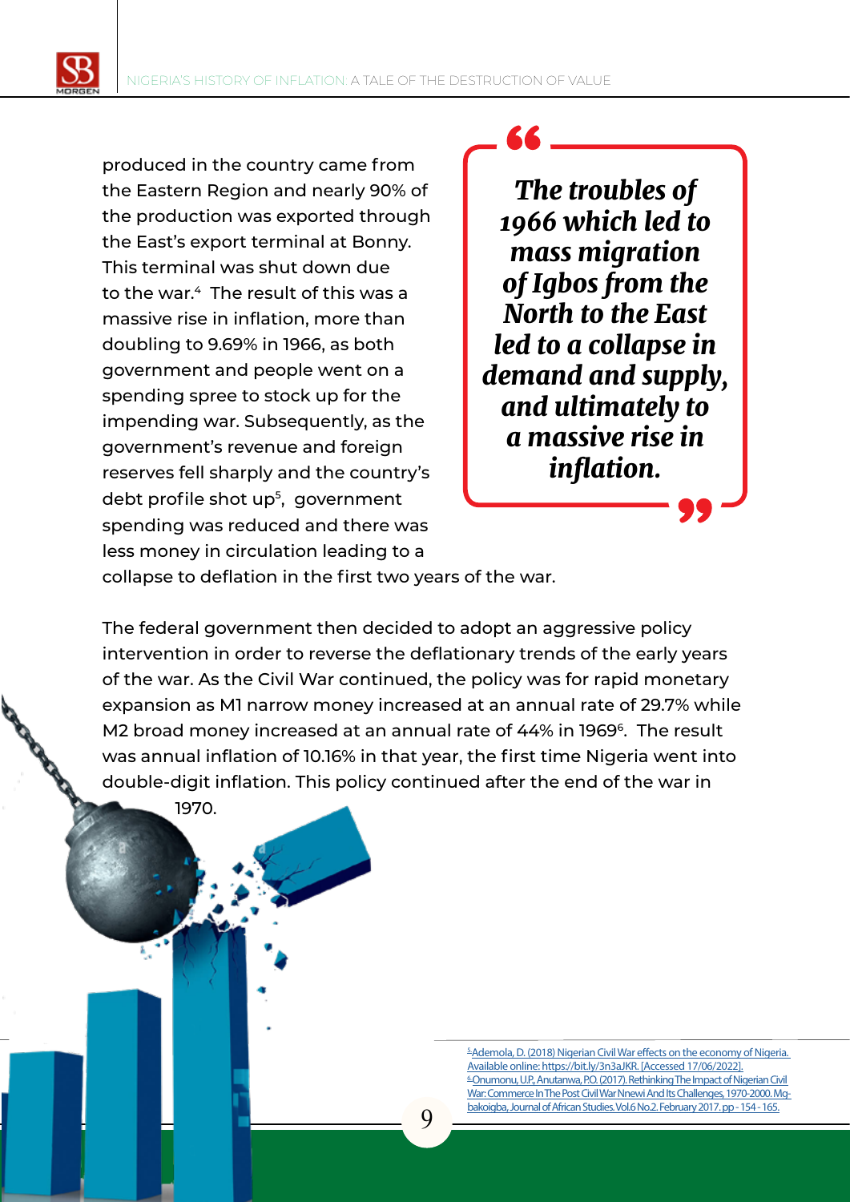produced in the country came from the Eastern Region and nearly 90% of the production was exported through the East's export terminal at Bonny. This terminal was shut down due to the war.[4] The result of this was a massive rise in inflation, more than doubling to 9.69% in 1966, as both government and people went on a spending spree to stock up for the impending war. Subsequently, as the government's revenue and foreign reserves fell sharply and the country's debt profile shot up[5], government spending was reduced and there was less money in circulation leading to a collapse to deflation in the first two years of the war.

> ***The troubles of 1966 which led to mass migration of Igbos from the North to the East led to a collapse in demand and supply, and ultimately to a massive rise in inflation.***

The federal government then decided to adopt an aggressive policy intervention in order to reverse the deflationary trends of the early years of the war. As the Civil War continued, the policy was for rapid monetary expansion as M1 narrow money increased at an annual rate of 29.7% while M2 broad money increased at an annual rate of 44% in 1969[6]. The result was annual inflation of 10.16% in that year, the first time Nigeria went into double-digit inflation. This policy continued after the end of the war in 1970.

[5] Ademola, D. (2018) Nigerian Civil War effects on the economy of Nigeria. Available online: https://bit.ly/3n3aJKR. [Accessed 17/06/2022].
[6] Onumonu, U.P., Anutanwa, P.O. (2017). Rethinking The Impact of Nigerian Civil War: Commerce In The Post Civil War Nnewi And Its Challenges, 1970-2000. Mgbakoigba, Journal of African Studies. Vol.6 No.2. February 2017. pp - 154 - 165.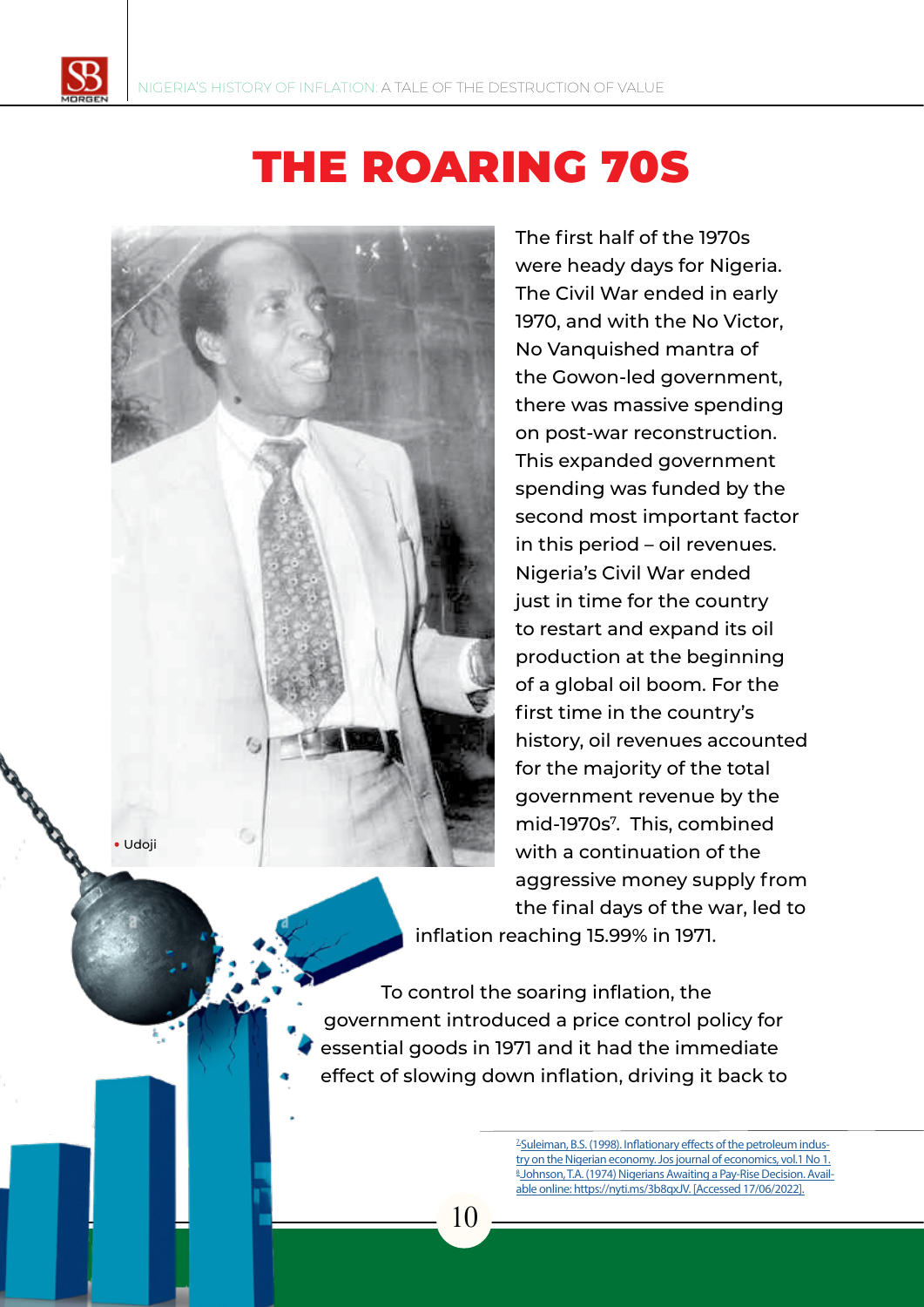# THE ROARING 70S

• Udoji

The first half of the 1970s were heady days for Nigeria. The Civil War ended in early 1970, and with the No Victor, No Vanquished mantra of the Gowon-led government, there was massive spending on post-war reconstruction. This expanded government spending was funded by the second most important factor in this period – oil revenues. Nigeria's Civil War ended just in time for the country to restart and expand its oil production at the beginning of a global oil boom. For the first time in the country's history, oil revenues accounted for the majority of the total government revenue by the mid-1970s[7]. This, combined with a continuation of the aggressive money supply from the final days of the war, led to inflation reaching 15.99% in 1971.

To control the soaring inflation, the government introduced a price control policy for essential goods in 1971 and it had the immediate effect of slowing down inflation, driving it back to

[7] Suleiman, B.S. (1998). Inflationary effects of the petroleum industry on the Nigerian economy. Jos journal of economics, vol.1 No 1.
[8] Johnson, T.A. (1974) Nigerians Awaiting a Pay-Rise Decision. Available online: https://nyti.ms/3b8qxJV. [Accessed 17/06/2022].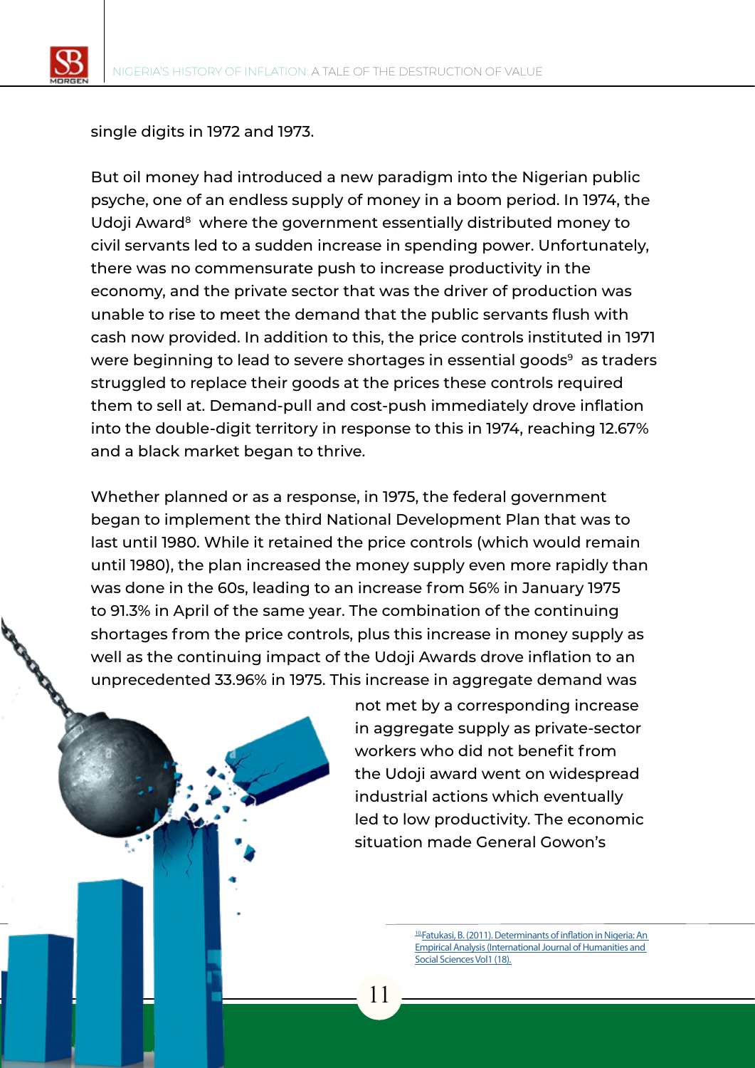single digits in 1972 and 1973.

But oil money had introduced a new paradigm into the Nigerian public psyche, one of an endless supply of money in a boom period. In 1974, the Udoji Award[8] where the government essentially distributed money to civil servants led to a sudden increase in spending power. Unfortunately, there was no commensurate push to increase productivity in the economy, and the private sector that was the driver of production was unable to rise to meet the demand that the public servants flush with cash now provided. In addition to this, the price controls instituted in 1971 were beginning to lead to severe shortages in essential goods[9] as traders struggled to replace their goods at the prices these controls required them to sell at. Demand-pull and cost-push immediately drove inflation into the double-digit territory in response to this in 1974, reaching 12.67% and a black market began to thrive.

Whether planned or as a response, in 1975, the federal government began to implement the third National Development Plan that was to last until 1980. While it retained the price controls (which would remain until 1980), the plan increased the money supply even more rapidly than was done in the 60s, leading to an increase from 56% in January 1975 to 91.3% in April of the same year. The combination of the continuing shortages from the price controls, plus this increase in money supply as well as the continuing impact of the Udoji Awards drove inflation to an unprecedented 33.96% in 1975. This increase in aggregate demand was not met by a corresponding increase in aggregate supply as private-sector workers who did not benefit from the Udoji award went on widespread industrial actions which eventually led to low productivity. The economic situation made General Gowon's

[10] Fatukasi, B. (2011). Determinants of inflation in Nigeria: An Empirical Analysis (International Journal of Humanities and Social Sciences Vol1 (18).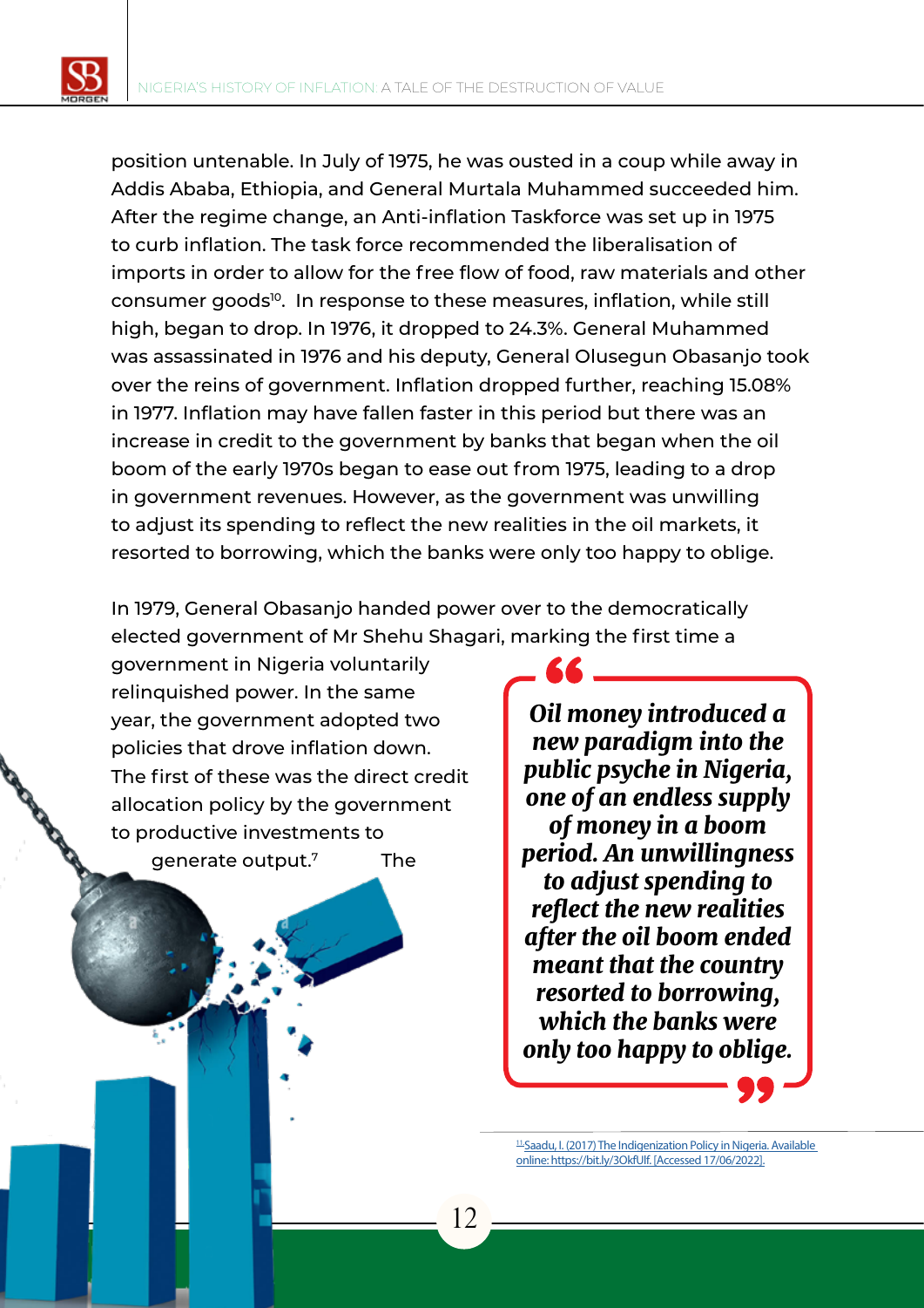position untenable. In July of 1975, he was ousted in a coup while away in Addis Ababa, Ethiopia, and General Murtala Muhammed succeeded him. After the regime change, an Anti-inflation Taskforce was set up in 1975 to curb inflation. The task force recommended the liberalisation of imports in order to allow for the free flow of food, raw materials and other consumer goods[10]. In response to these measures, inflation, while still high, began to drop. In 1976, it dropped to 24.3%. General Muhammed was assassinated in 1976 and his deputy, General Olusegun Obasanjo took over the reins of government. Inflation dropped further, reaching 15.08% in 1977. Inflation may have fallen faster in this period but there was an increase in credit to the government by banks that began when the oil boom of the early 1970s began to ease out from 1975, leading to a drop in government revenues. However, as the government was unwilling to adjust its spending to reflect the new realities in the oil markets, it resorted to borrowing, which the banks were only too happy to oblige.

In 1979, General Obasanjo handed power over to the democratically elected government of Mr Shehu Shagari, marking the first time a government in Nigeria voluntarily relinquished power. In the same year, the government adopted two policies that drove inflation down. The first of these was the direct credit allocation policy by the government to productive investments to generate output.[7] The

> ***Oil money introduced a new paradigm into the public psyche in Nigeria, one of an endless supply of money in a boom period. An unwillingness to adjust spending to reflect the new realities after the oil boom ended meant that the country resorted to borrowing, which the banks were only too happy to oblige.***

[11] Saadu, I. (2017) The Indigenization Policy in Nigeria. Available online: https://bit.ly/3OkfUlf. [Accessed 17/06/2022].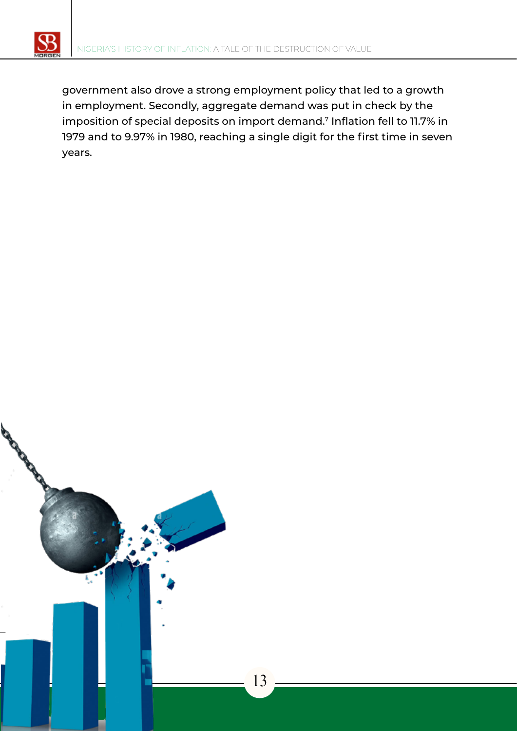government also drove a strong employment policy that led to a growth in employment. Secondly, aggregate demand was put in check by the imposition of special deposits on import demand.[7] Inflation fell to 11.7% in 1979 and to 9.97% in 1980, reaching a single digit for the first time in seven years.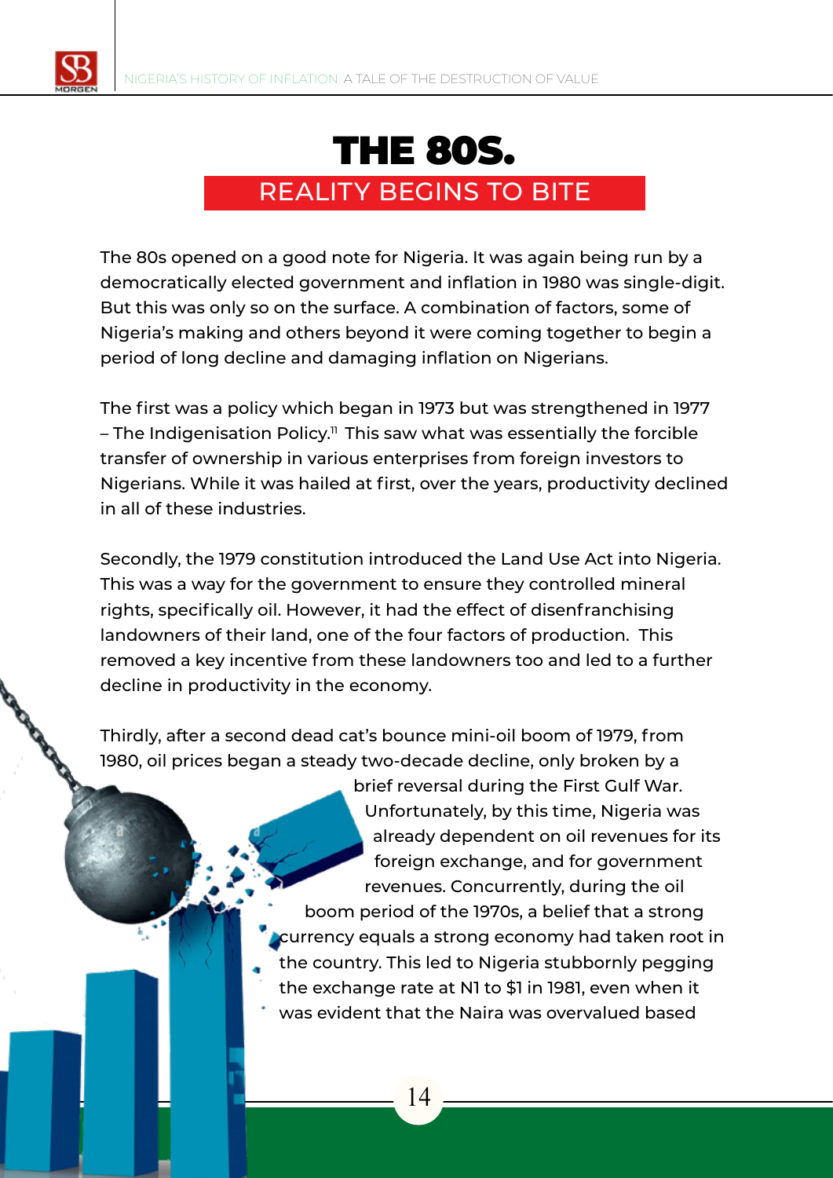# THE 80S.

## REALITY BEGINS TO BITE

The 80s opened on a good note for Nigeria. It was again being run by a democratically elected government and inflation in 1980 was single-digit. But this was only so on the surface. A combination of factors, some of Nigeria's making and others beyond it were coming together to begin a period of long decline and damaging inflation on Nigerians.

The first was a policy which began in 1973 but was strengthened in 1977 – The Indigenisation Policy.[11] This saw what was essentially the forcible transfer of ownership in various enterprises from foreign investors to Nigerians. While it was hailed at first, over the years, productivity declined in all of these industries.

Secondly, the 1979 constitution introduced the Land Use Act into Nigeria. This was a way for the government to ensure they controlled mineral rights, specifically oil. However, it had the effect of disenfranchising landowners of their land, one of the four factors of production. This removed a key incentive from these landowners too and led to a further decline in productivity in the economy.

Thirdly, after a second dead cat's bounce mini-oil boom of 1979, from 1980, oil prices began a steady two-decade decline, only broken by a brief reversal during the First Gulf War. Unfortunately, by this time, Nigeria was already dependent on oil revenues for its foreign exchange, and for government revenues. Concurrently, during the oil boom period of the 1970s, a belief that a strong currency equals a strong economy had taken root in the country. This led to Nigeria stubbornly pegging the exchange rate at N1 to $1 in 1981, even when it was evident that the Naira was overvalued based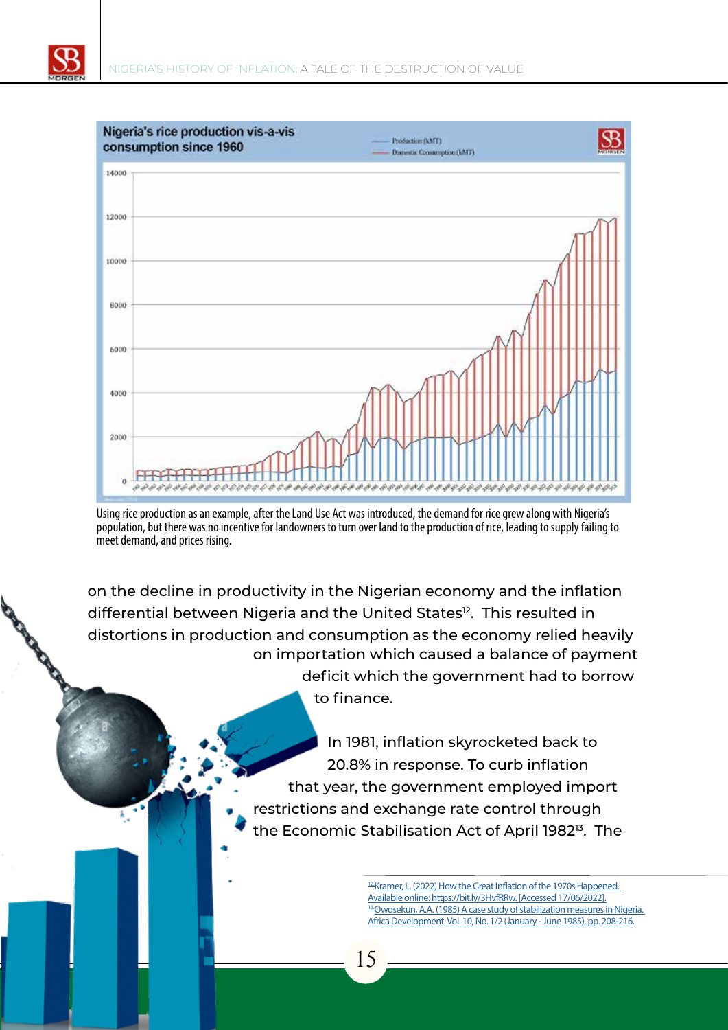Nigeria's rice production vis-a-vis consumption since 1960

Using rice production as an example, after the Land Use Act was introduced, the demand for rice grew along with Nigeria's population, but there was no incentive for landowners to turn over land to the production of rice, leading to supply failing to meet demand, and prices rising.

on the decline in productivity in the Nigerian economy and the inflation differential between Nigeria and the United States[12]. This resulted in distortions in production and consumption as the economy relied heavily on importation which caused a balance of payment deficit which the government had to borrow to finance.

In 1981, inflation skyrocketed back to 20.8% in response. To curb inflation that year, the government employed import restrictions and exchange rate control through the Economic Stabilisation Act of April 1982[13]. The

[12] Kramer, L. (2022) How the Great Inflation of the 1970s Happened. Available online: https://bit.ly/3HvfRRw. [Accessed 17/06/2022].
[13] Owosekun, A.A. (1985) A case study of stabilization measures in Nigeria. Africa Development. Vol. 10, No. 1/2 (January - June 1985), pp. 208-216.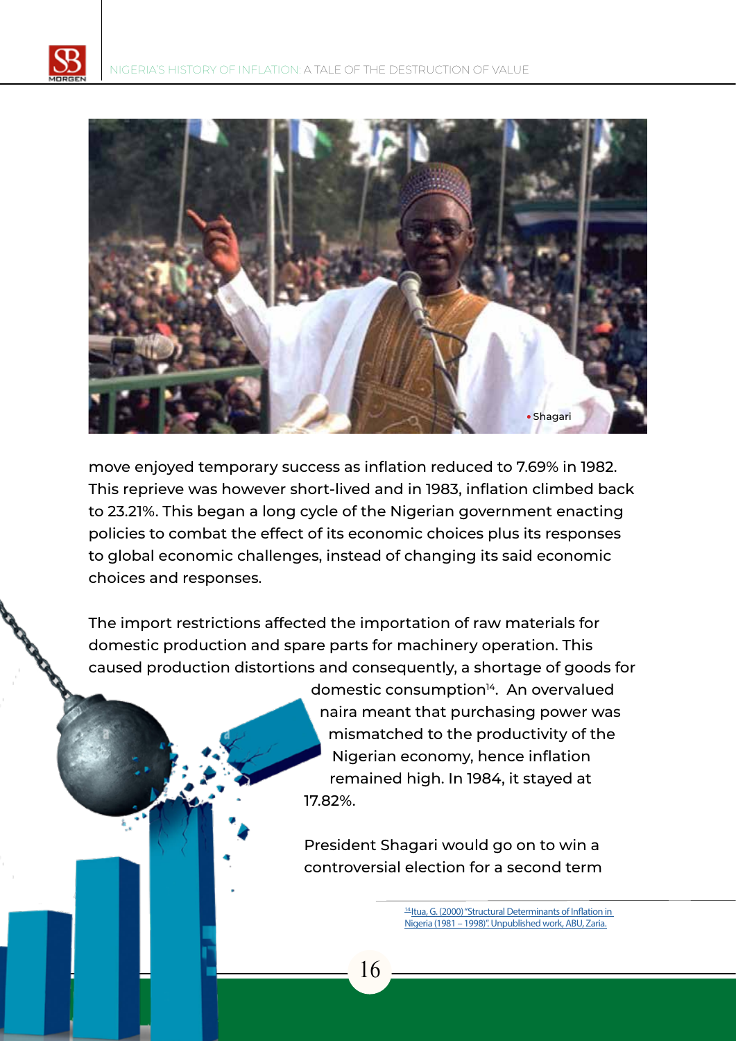• Shagari

move enjoyed temporary success as inflation reduced to 7.69% in 1982. This reprieve was however short-lived and in 1983, inflation climbed back to 23.21%. This began a long cycle of the Nigerian government enacting policies to combat the effect of its economic choices plus its responses to global economic challenges, instead of changing its said economic choices and responses.

The import restrictions affected the importation of raw materials for domestic production and spare parts for machinery operation. This caused production distortions and consequently, a shortage of goods for domestic consumption[14]. An overvalued naira meant that purchasing power was mismatched to the productivity of the Nigerian economy, hence inflation remained high. In 1984, it stayed at 17.82%.

President Shagari would go on to win a controversial election for a second term

[14] Itua, G. (2000) "Structural Determinants of Inflation in Nigeria (1981 – 1998)". Unpublished work, ABU, Zaria.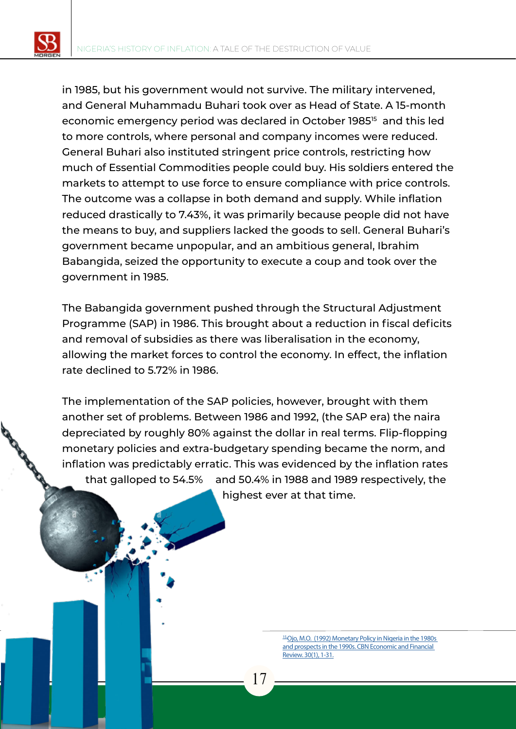in 1985, but his government would not survive. The military intervened, and General Muhammadu Buhari took over as Head of State. A 15-month economic emergency period was declared in October 1985[15] and this led to more controls, where personal and company incomes were reduced. General Buhari also instituted stringent price controls, restricting how much of Essential Commodities people could buy. His soldiers entered the markets to attempt to use force to ensure compliance with price controls. The outcome was a collapse in both demand and supply. While inflation reduced drastically to 7.43%, it was primarily because people did not have the means to buy, and suppliers lacked the goods to sell. General Buhari's government became unpopular, and an ambitious general, Ibrahim Babangida, seized the opportunity to execute a coup and took over the government in 1985.

The Babangida government pushed through the Structural Adjustment Programme (SAP) in 1986. This brought about a reduction in fiscal deficits and removal of subsidies as there was liberalisation in the economy, allowing the market forces to control the economy. In effect, the inflation rate declined to 5.72% in 1986.

The implementation of the SAP policies, however, brought with them another set of problems. Between 1986 and 1992, (the SAP era) the naira depreciated by roughly 80% against the dollar in real terms. Flip-flopping monetary policies and extra-budgetary spending became the norm, and inflation was predictably erratic. This was evidenced by the inflation rates that galloped to 54.5% and 50.4% in 1988 and 1989 respectively, the highest ever at that time.

[15] Ojo, M.O. (1992) Monetary Policy in Nigeria in the 1980s and prospects in the 1990s. CBN Economic and Financial Review. 30(1), 1-31.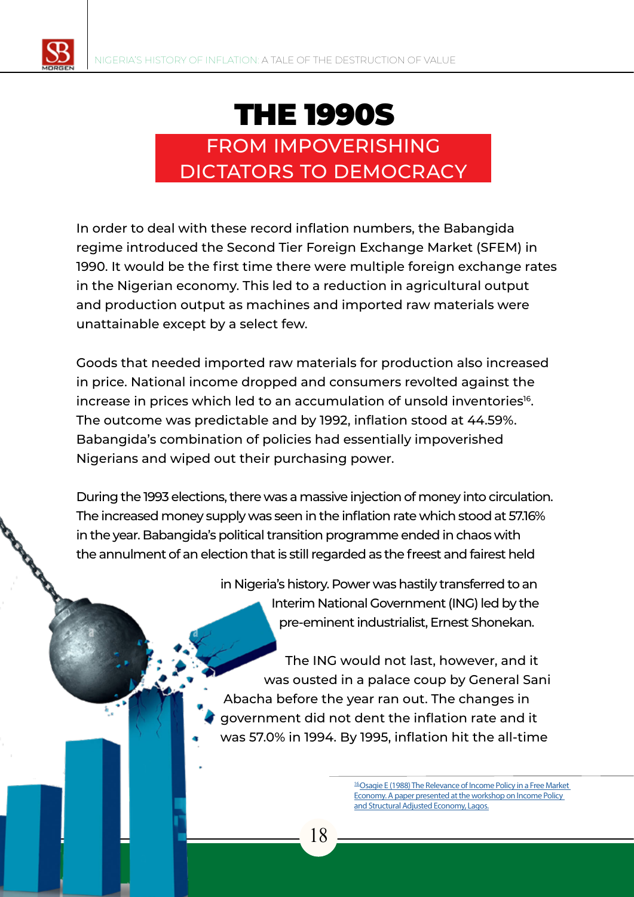# THE 1990S

## FROM IMPOVERISHING DICTATORS TO DEMOCRACY

In order to deal with these record inflation numbers, the Babangida regime introduced the Second Tier Foreign Exchange Market (SFEM) in 1990. It would be the first time there were multiple foreign exchange rates in the Nigerian economy. This led to a reduction in agricultural output and production output as machines and imported raw materials were unattainable except by a select few.

Goods that needed imported raw materials for production also increased in price. National income dropped and consumers revolted against the increase in prices which led to an accumulation of unsold inventories[16]. The outcome was predictable and by 1992, inflation stood at 44.59%. Babangida's combination of policies had essentially impoverished Nigerians and wiped out their purchasing power.

During the 1993 elections, there was a massive injection of money into circulation. The increased money supply was seen in the inflation rate which stood at 57.16% in the year. Babangida's political transition programme ended in chaos with the annulment of an election that is still regarded as the freest and fairest held in Nigeria's history. Power was hastily transferred to an Interim National Government (ING) led by the pre-eminent industrialist, Ernest Shonekan.

The ING would not last, however, and it was ousted in a palace coup by General Sani Abacha before the year ran out. The changes in government did not dent the inflation rate and it was 57.0% in 1994. By 1995, inflation hit the all-time

[16] Osagie E (1988) The Relevance of Income Policy in a Free Market Economy. A paper presented at the workshop on Income Policy and Structural Adjusted Economy, Lagos.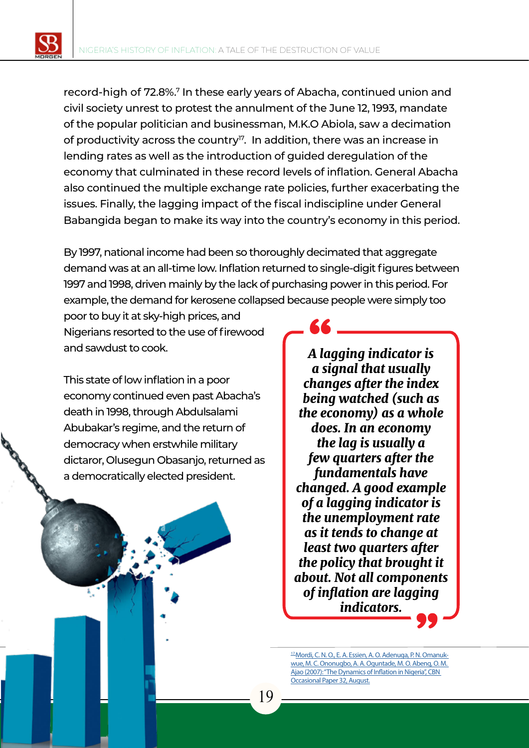record-high of 72.8%.[7] In these early years of Abacha, continued union and civil society unrest to protest the annulment of the June 12, 1993, mandate of the popular politician and businessman, M.K.O Abiola, saw a decimation of productivity across the country[17]. In addition, there was an increase in lending rates as well as the introduction of guided deregulation of the economy that culminated in these record levels of inflation. General Abacha also continued the multiple exchange rate policies, further exacerbating the issues. Finally, the lagging impact of the fiscal indiscipline under General Babangida began to make its way into the country's economy in this period.

By 1997, national income had been so thoroughly decimated that aggregate demand was at an all-time low. Inflation returned to single-digit figures between 1997 and 1998, driven mainly by the lack of purchasing power in this period. For example, the demand for kerosene collapsed because people were simply too poor to buy it at sky-high prices, and Nigerians resorted to the use of firewood and sawdust to cook.

This state of low inflation in a poor economy continued even past Abacha's death in 1998, through Abdulsalami Abubakar's regime, and the return of democracy when erstwhile military dictaror, Olusegun Obasanjo, returned as a democratically elected president.

> ***A lagging indicator is a signal that usually changes after the index being watched (such as the economy) as a whole does. In an economy the lag is usually a few quarters after the fundamentals have changed. A good example of a lagging indicator is the unemployment rate as it tends to change at least two quarters after the policy that brought it about. Not all components of inflation are lagging indicators.***

[17]Mordi, C. N. O., E. A. Essien, A. O. Adenuga, P. N. Omanukwue, M. C. Ononugbo, A. A. Oguntade, M. O. Abeng, O. M. Ajao (2007): "The Dynamics of Inflation in Nigeria", CBN Occasional Paper 32, August.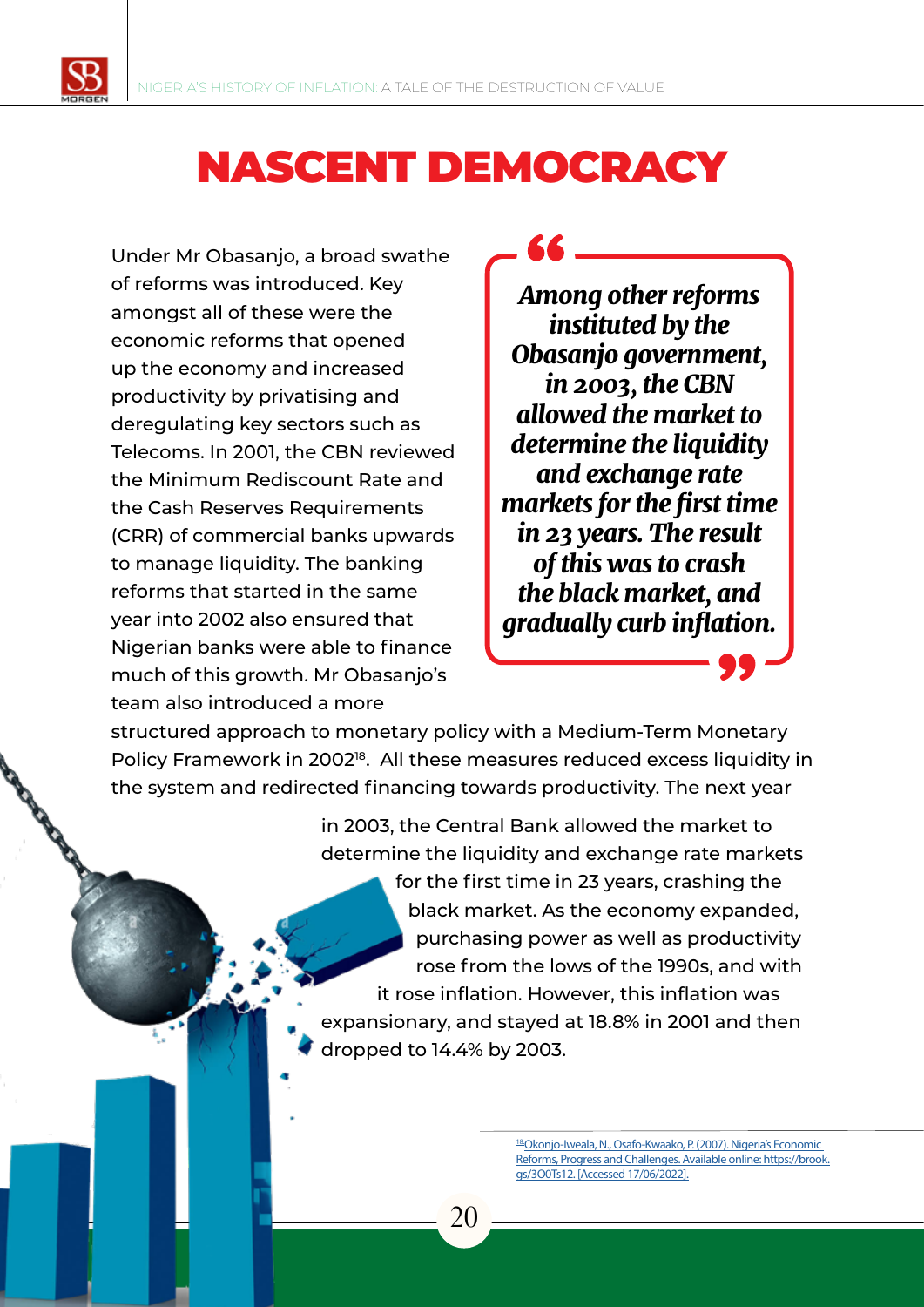# NASCENT DEMOCRACY

Under Mr Obasanjo, a broad swathe of reforms was introduced. Key amongst all of these were the economic reforms that opened up the economy and increased productivity by privatising and deregulating key sectors such as Telecoms. In 2001, the CBN reviewed the Minimum Rediscount Rate and the Cash Reserves Requirements (CRR) of commercial banks upwards to manage liquidity. The banking reforms that started in the same year into 2002 also ensured that Nigerian banks were able to finance much of this growth. Mr Obasanjo's team also introduced a more structured approach to monetary policy with a Medium-Term Monetary Policy Framework in 2002[18]. All these measures reduced excess liquidity in the system and redirected financing towards productivity. The next year in 2003, the Central Bank allowed the market to determine the liquidity and exchange rate markets for the first time in 23 years, crashing the black market. As the economy expanded, purchasing power as well as productivity rose from the lows of the 1990s, and with it rose inflation. However, this inflation was expansionary, and stayed at 18.8% in 2001 and then dropped to 14.4% by 2003.

> ***Among other reforms instituted by the Obasanjo government, in 2003, the CBN allowed the market to determine the liquidity and exchange rate markets for the first time in 23 years. The result of this was to crash the black market, and gradually curb inflation.***

[18]Okonjo-Iweala, N., Osafo-Kwaako, P. (2007). Nigeria's Economic Reforms, Progress and Challenges. Available online: https://brook.gs/3O0Ts12. [Accessed 17/06/2022].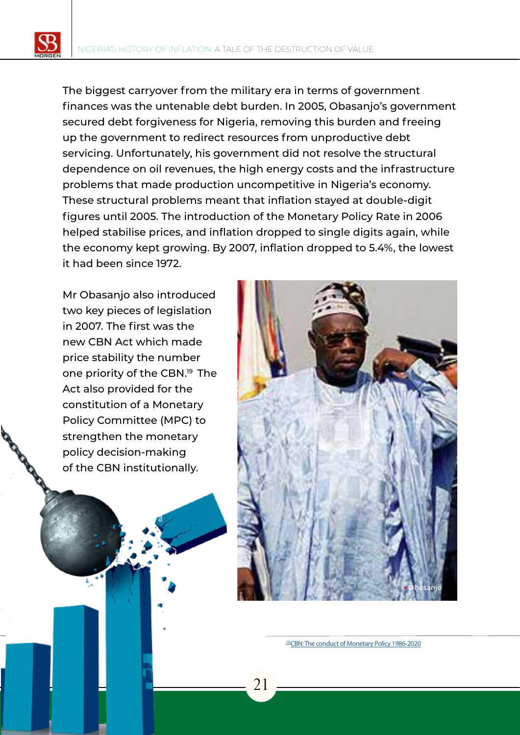The biggest carryover from the military era in terms of government finances was the untenable debt burden. In 2005, Obasanjo's government secured debt forgiveness for Nigeria, removing this burden and freeing up the government to redirect resources from unproductive debt servicing. Unfortunately, his government did not resolve the structural dependence on oil revenues, the high energy costs and the infrastructure problems that made production uncompetitive in Nigeria's economy. These structural problems meant that inflation stayed at double-digit figures until 2005. The introduction of the Monetary Policy Rate in 2006 helped stabilise prices, and inflation dropped to single digits again, while the economy kept growing. By 2007, inflation dropped to 5.4%, the lowest it had been since 1972.

Mr Obasanjo also introduced two key pieces of legislation in 2007. The first was the new CBN Act which made price stability the number one priority of the CBN.[19] The Act also provided for the constitution of a Monetary Policy Committee (MPC) to strengthen the monetary policy decision-making of the CBN institutionally.

Obasanjo

[19] CBN: The conduct of Monetary Policy 1986-2020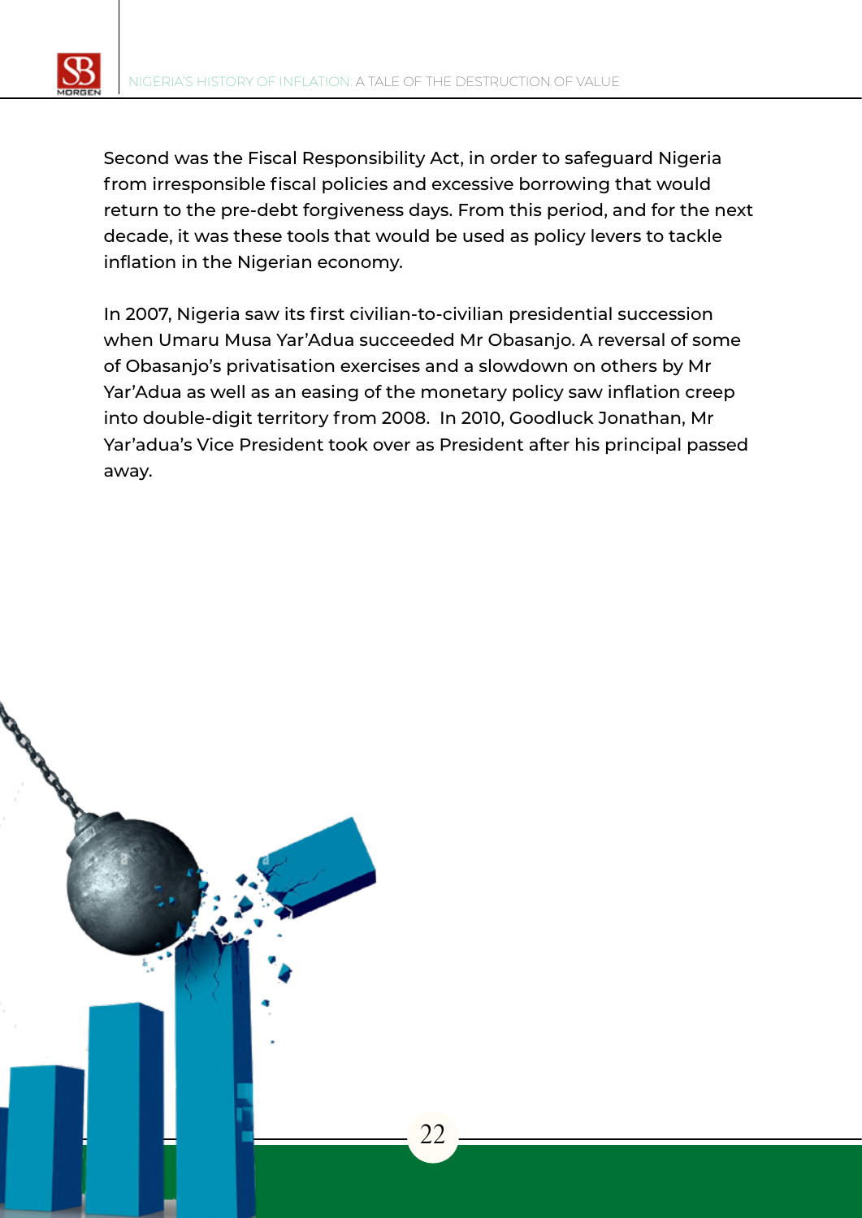Second was the Fiscal Responsibility Act, in order to safeguard Nigeria from irresponsible fiscal policies and excessive borrowing that would return to the pre-debt forgiveness days. From this period, and for the next decade, it was these tools that would be used as policy levers to tackle inflation in the Nigerian economy.

In 2007, Nigeria saw its first civilian-to-civilian presidential succession when Umaru Musa Yar'Adua succeeded Mr Obasanjo. A reversal of some of Obasanjo's privatisation exercises and a slowdown on others by Mr Yar'Adua as well as an easing of the monetary policy saw inflation creep into double-digit territory from 2008. In 2010, Goodluck Jonathan, Mr Yar'adua's Vice President took over as President after his principal passed away.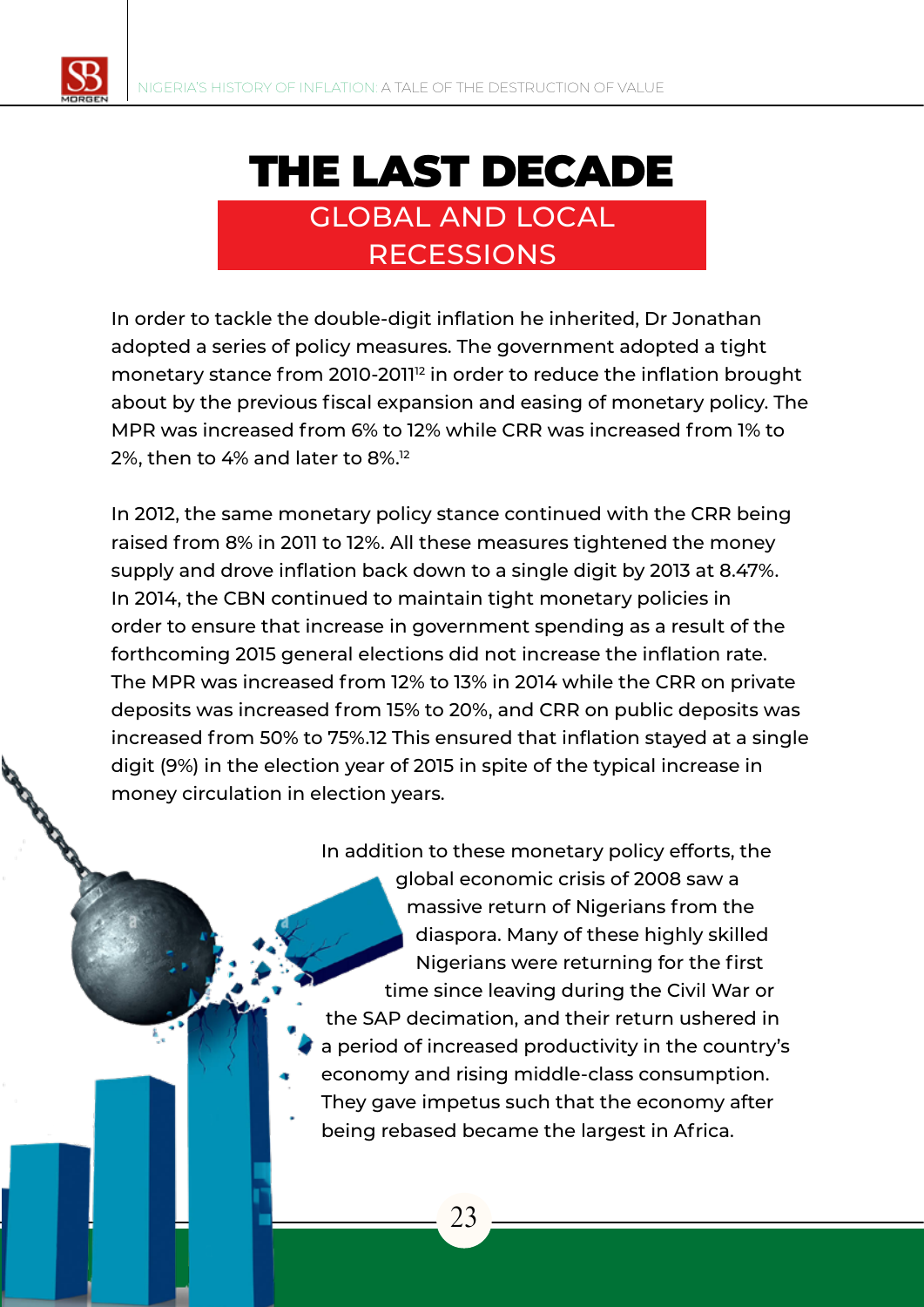# THE LAST DECADE

## GLOBAL AND LOCAL RECESSIONS

In order to tackle the double-digit inflation he inherited, Dr Jonathan adopted a series of policy measures. The government adopted a tight monetary stance from 2010-2011[12] in order to reduce the inflation brought about by the previous fiscal expansion and easing of monetary policy. The MPR was increased from 6% to 12% while CRR was increased from 1% to 2%, then to 4% and later to 8%.[12]

In 2012, the same monetary policy stance continued with the CRR being raised from 8% in 2011 to 12%. All these measures tightened the money supply and drove inflation back down to a single digit by 2013 at 8.47%. In 2014, the CBN continued to maintain tight monetary policies in order to ensure that increase in government spending as a result of the forthcoming 2015 general elections did not increase the inflation rate. The MPR was increased from 12% to 13% in 2014 while the CRR on private deposits was increased from 15% to 20%, and CRR on public deposits was increased from 50% to 75%.12 This ensured that inflation stayed at a single digit (9%) in the election year of 2015 in spite of the typical increase in money circulation in election years.

In addition to these monetary policy efforts, the global economic crisis of 2008 saw a massive return of Nigerians from the diaspora. Many of these highly skilled Nigerians were returning for the first time since leaving during the Civil War or the SAP decimation, and their return ushered in a period of increased productivity in the country's economy and rising middle-class consumption. They gave impetus such that the economy after being rebased became the largest in Africa.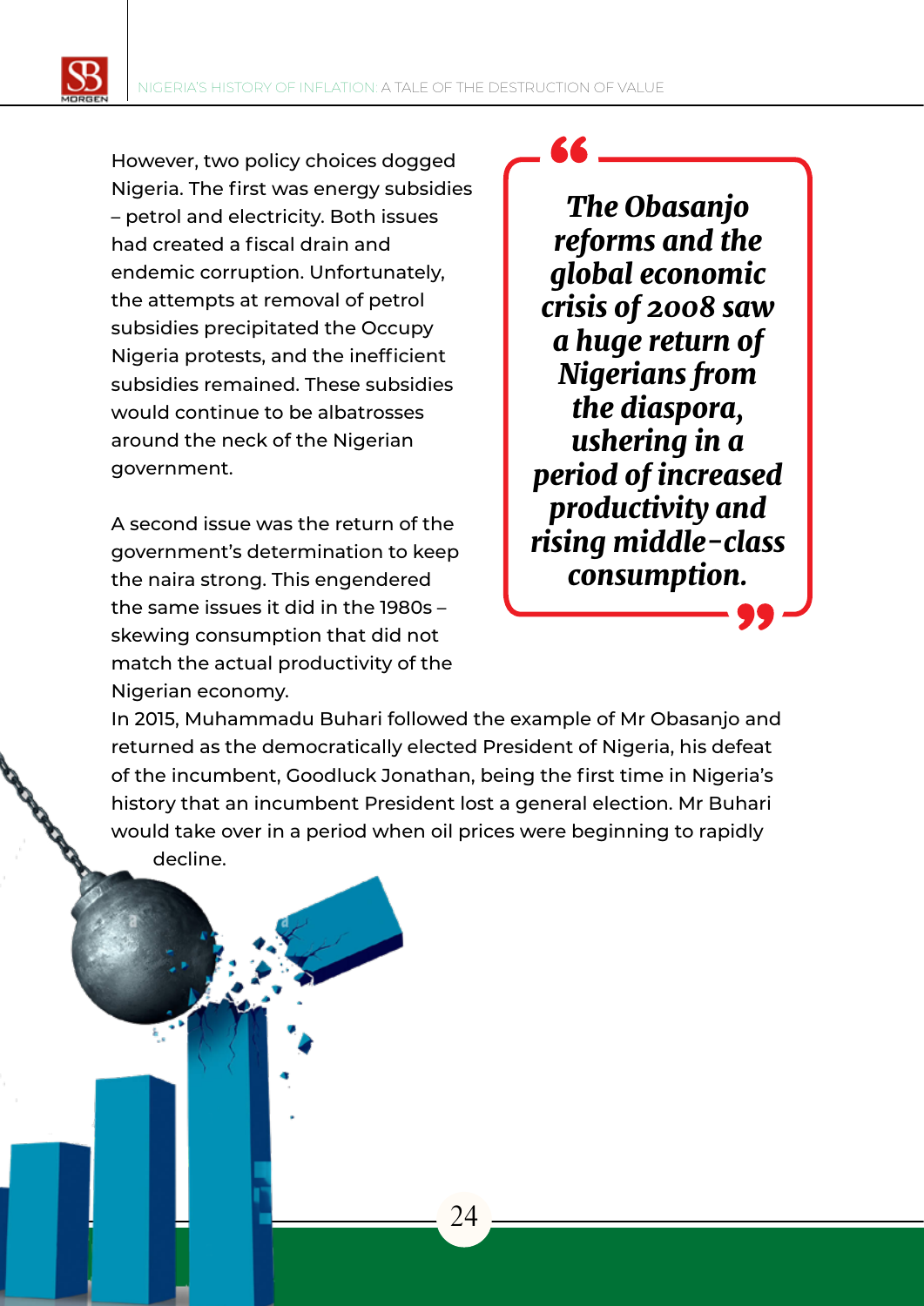However, two policy choices dogged Nigeria. The first was energy subsidies – petrol and electricity. Both issues had created a fiscal drain and endemic corruption. Unfortunately, the attempts at removal of petrol subsidies precipitated the Occupy Nigeria protests, and the inefficient subsidies remained. These subsidies would continue to be albatrosses around the neck of the Nigerian government.

> ***The Obasanjo reforms and the global economic crisis of 2008 saw a huge return of Nigerians from the diaspora, ushering in a period of increased productivity and rising middle-class consumption.***

A second issue was the return of the government's determination to keep the naira strong. This engendered the same issues it did in the 1980s – skewing consumption that did not match the actual productivity of the Nigerian economy.

In 2015, Muhammadu Buhari followed the example of Mr Obasanjo and returned as the democratically elected President of Nigeria, his defeat of the incumbent, Goodluck Jonathan, being the first time in Nigeria's history that an incumbent President lost a general election. Mr Buhari would take over in a period when oil prices were beginning to rapidly decline.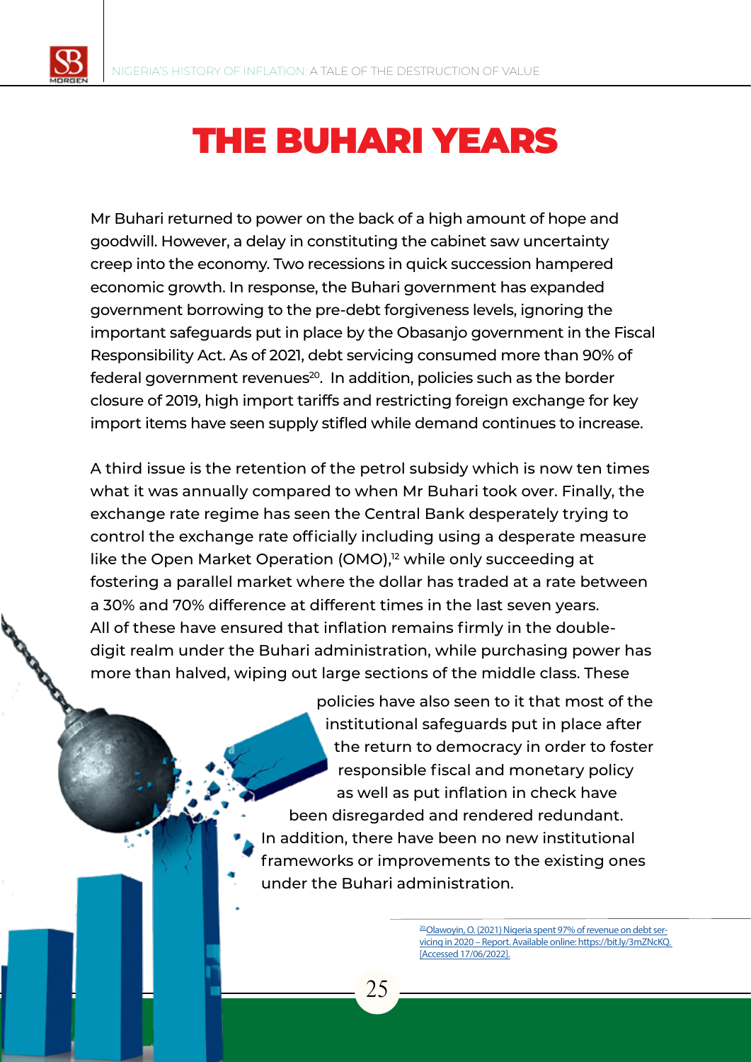# THE BUHARI YEARS

Mr Buhari returned to power on the back of a high amount of hope and goodwill. However, a delay in constituting the cabinet saw uncertainty creep into the economy. Two recessions in quick succession hampered economic growth. In response, the Buhari government has expanded government borrowing to the pre-debt forgiveness levels, ignoring the important safeguards put in place by the Obasanjo government in the Fiscal Responsibility Act. As of 2021, debt servicing consumed more than 90% of federal government revenues[20]. In addition, policies such as the border closure of 2019, high import tariffs and restricting foreign exchange for key import items have seen supply stifled while demand continues to increase.

A third issue is the retention of the petrol subsidy which is now ten times what it was annually compared to when Mr Buhari took over. Finally, the exchange rate regime has seen the Central Bank desperately trying to control the exchange rate officially including using a desperate measure like the Open Market Operation (OMO),[12] while only succeeding at fostering a parallel market where the dollar has traded at a rate between a 30% and 70% difference at different times in the last seven years. All of these have ensured that inflation remains firmly in the double-digit realm under the Buhari administration, while purchasing power has more than halved, wiping out large sections of the middle class. These policies have also seen to it that most of the institutional safeguards put in place after the return to democracy in order to foster responsible fiscal and monetary policy as well as put inflation in check have been disregarded and rendered redundant. In addition, there have been no new institutional frameworks or improvements to the existing ones under the Buhari administration.

[20] Olawoyin, O. (2021) Nigeria spent 97% of revenue on debt servicing in 2020 – Report. Available online: https://bit.ly/3mZNcKQ. [Accessed 17/06/2022].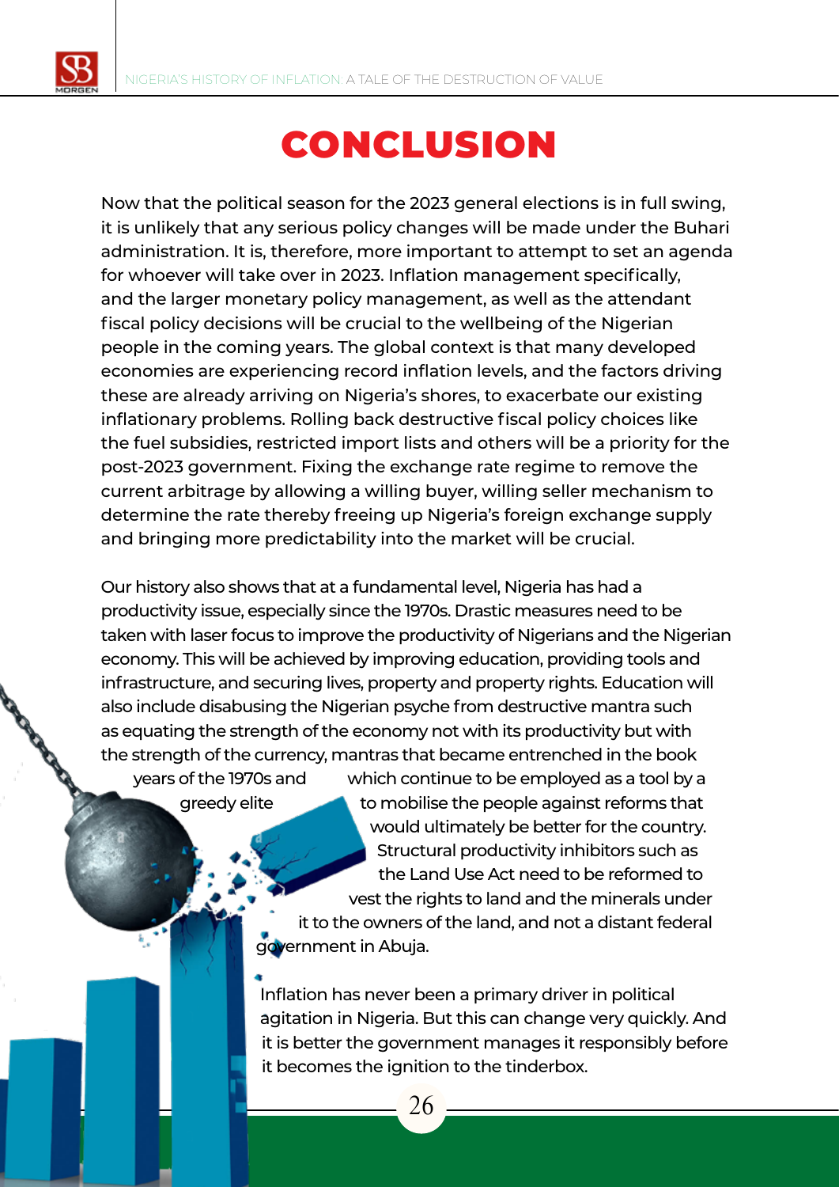# CONCLUSION

Now that the political season for the 2023 general elections is in full swing, it is unlikely that any serious policy changes will be made under the Buhari administration. It is, therefore, more important to attempt to set an agenda for whoever will take over in 2023. Inflation management specifically, and the larger monetary policy management, as well as the attendant fiscal policy decisions will be crucial to the wellbeing of the Nigerian people in the coming years. The global context is that many developed economies are experiencing record inflation levels, and the factors driving these are already arriving on Nigeria's shores, to exacerbate our existing inflationary problems. Rolling back destructive fiscal policy choices like the fuel subsidies, restricted import lists and others will be a priority for the post-2023 government. Fixing the exchange rate regime to remove the current arbitrage by allowing a willing buyer, willing seller mechanism to determine the rate thereby freeing up Nigeria's foreign exchange supply and bringing more predictability into the market will be crucial.

Our history also shows that at a fundamental level, Nigeria has had a productivity issue, especially since the 1970s. Drastic measures need to be taken with laser focus to improve the productivity of Nigerians and the Nigerian economy. This will be achieved by improving education, providing tools and infrastructure, and securing lives, property and property rights. Education will also include disabusing the Nigerian psyche from destructive mantra such as equating the strength of the economy not with its productivity but with the strength of the currency, mantras that became entrenched in the book years of the 1970s and which continue to be employed as a tool by a greedy elite to mobilise the people against reforms that would ultimately be better for the country. Structural productivity inhibitors such as the Land Use Act need to be reformed to vest the rights to land and the minerals under it to the owners of the land, and not a distant federal government in Abuja.

Inflation has never been a primary driver in political agitation in Nigeria. But this can change very quickly. And it is better the government manages it responsibly before it becomes the ignition to the tinderbox.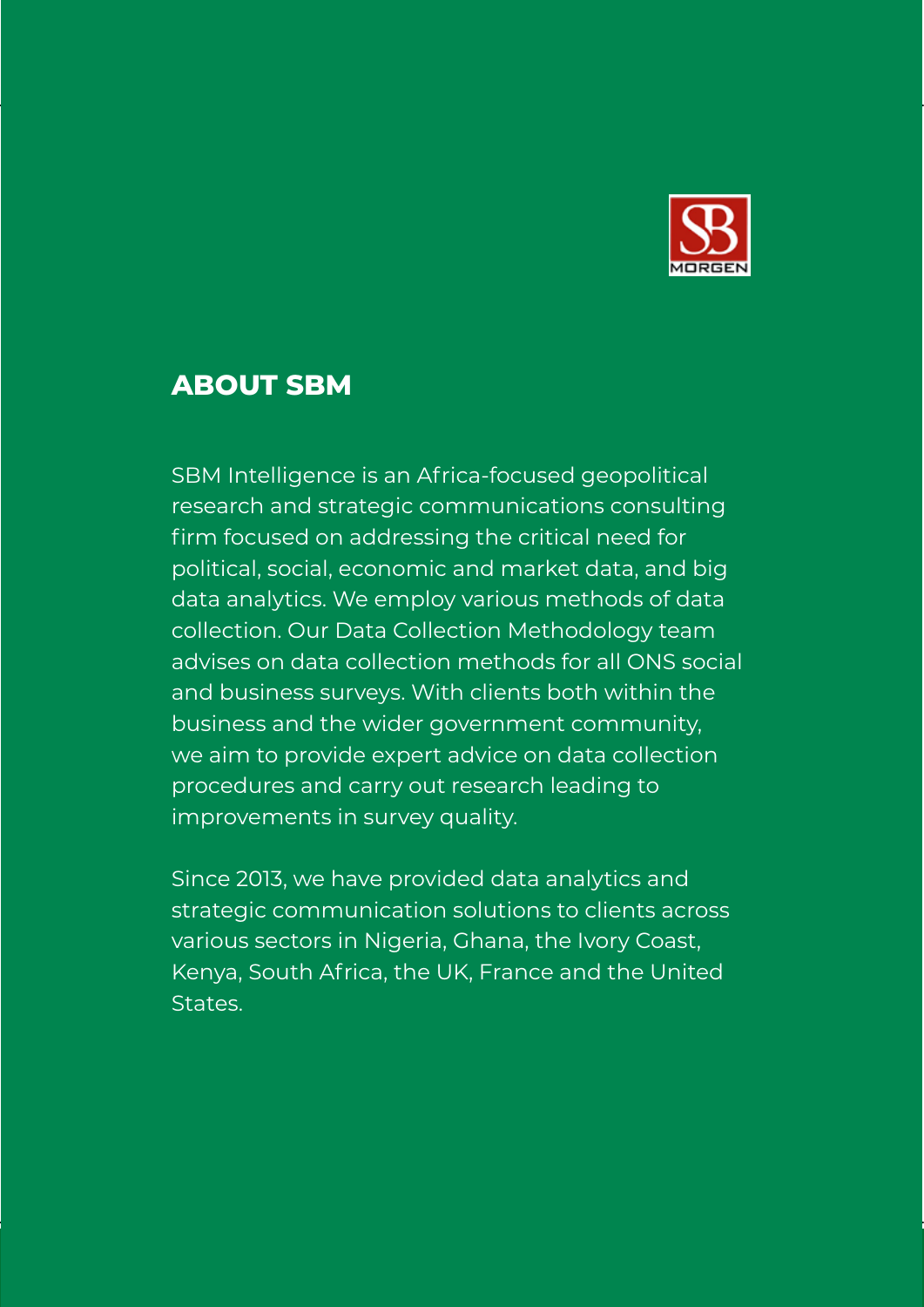## ABOUT SBM

SBM Intelligence is an Africa-focused geopolitical research and strategic communications consulting firm focused on addressing the critical need for political, social, economic and market data, and big data analytics. We employ various methods of data collection. Our Data Collection Methodology team advises on data collection methods for all ONS social and business surveys. With clients both within the business and the wider government community, we aim to provide expert advice on data collection procedures and carry out research leading to improvements in survey quality.

Since 2013, we have provided data analytics and strategic communication solutions to clients across various sectors in Nigeria, Ghana, the Ivory Coast, Kenya, South Africa, the UK, France and the United States.